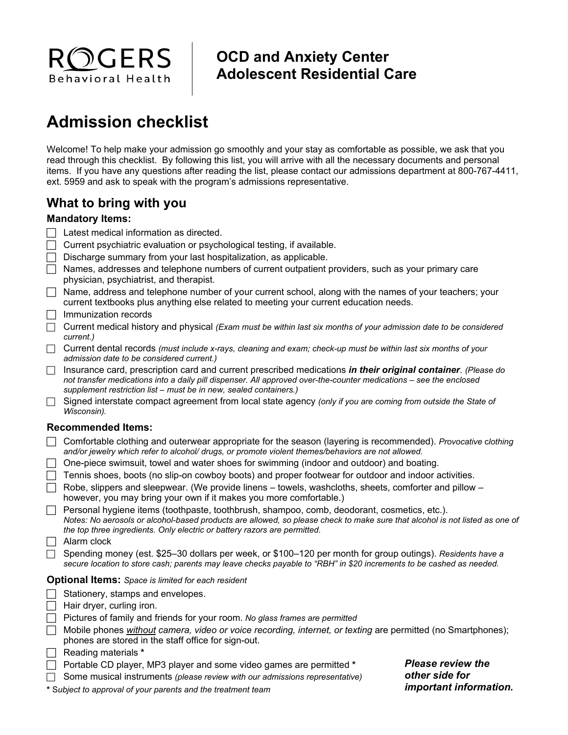ROGERS Behavioral Health

**OCD and Anxiety Center**
**Adolescent Residential Care**

# Admission checklist

Welcome! To help make your admission go smoothly and your stay as comfortable as possible, we ask that you read through this checklist. By following this list, you will arrive with all the necessary documents and personal items. If you have any questions after reading the list, please contact our admissions department at 800-767-4411, ext. 5959 and ask to speak with the program's admissions representative.

## What to bring with you

### Mandatory Items:

- ☐ Latest medical information as directed.
- ☐ Current psychiatric evaluation or psychological testing, if available.
- ☐ Discharge summary from your last hospitalization, as applicable.
- ☐ Names, addresses and telephone numbers of current outpatient providers, such as your primary care physician, psychiatrist, and therapist.
- ☐ Name, address and telephone number of your current school, along with the names of your teachers; your current textbooks plus anything else related to meeting your current education needs.
- ☐ Immunization records
- ☐ Current medical history and physical *(Exam must be within last six months of your admission date to be considered current.)*
- ☐ Current dental records *(must include x-rays, cleaning and exam; check-up must be within last six months of your admission date to be considered current.)*
- ☐ Insurance card, prescription card and current prescribed medications ***in their original container***. *(Please do not transfer medications into a daily pill dispenser. All approved over-the-counter medications – see the enclosed supplement restriction list – must be in new, sealed containers.)*
- ☐ Signed interstate compact agreement from local state agency *(only if you are coming from outside the State of Wisconsin).*

### Recommended Items:

- ☐ Comfortable clothing and outerwear appropriate for the season (layering is recommended). *Provocative clothing and/or jewelry which refer to alcohol/ drugs, or promote violent themes/behaviors are not allowed.*
- ☐ One-piece swimsuit, towel and water shoes for swimming (indoor and outdoor) and boating.
- ☐ Tennis shoes, boots (no slip-on cowboy boots) and proper footwear for outdoor and indoor activities.
- ☐ Robe, slippers and sleepwear. (We provide linens – towels, washcloths, sheets, comforter and pillow – however, you may bring your own if it makes you more comfortable.)
- ☐ Personal hygiene items (toothpaste, toothbrush, shampoo, comb, deodorant, cosmetics, etc.). *Notes: No aerosols or alcohol-based products are allowed, so please check to make sure that alcohol is not listed as one of the top three ingredients. Only electric or battery razors are permitted.*
- ☐ Alarm clock
- ☐ Spending money (est. $25–30 dollars per week, or $100–120 per month for group outings). *Residents have a secure location to store cash; parents may leave checks payable to "RBH" in $20 increments to be cashed as needed.*

### Optional Items: *Space is limited for each resident*

- ☐ Stationery, stamps and envelopes.
- ☐ Hair dryer, curling iron.
- ☐ Pictures of family and friends for your room. *No glass frames are permitted*
- ☐ Mobile phones *without camera, video or voice recording, internet, or texting* are permitted (no Smartphones); phones are stored in the staff office for sign-out.
- ☐ Reading materials **\***
- ☐ Portable CD player, MP3 player and some video games are permitted **\***
- ☐ Some musical instruments *(please review with our admissions representative)*

**\*** *Subject to approval of your parents and the treatment team*

***Please review the other side for important information.***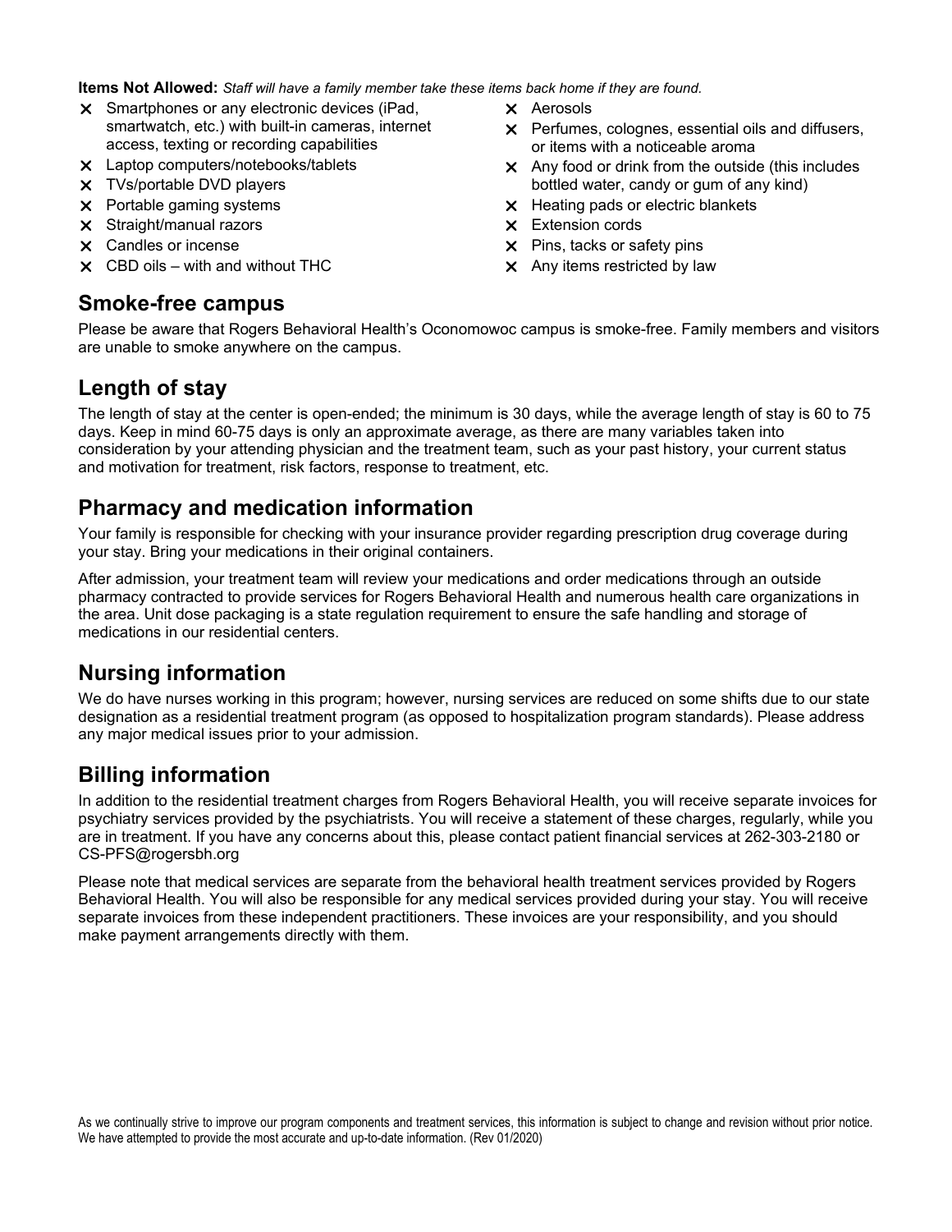**Items Not Allowed:** *Staff will have a family member take these items back home if they are found.*

- ✕ Smartphones or any electronic devices (iPad, smartwatch, etc.) with built-in cameras, internet access, texting or recording capabilities
- ✕ Laptop computers/notebooks/tablets
- ✕ TVs/portable DVD players
- ✕ Portable gaming systems
- ✕ Straight/manual razors
- ✕ Candles or incense
- ✕ CBD oils – with and without THC
- ✕ Aerosols
- ✕ Perfumes, colognes, essential oils and diffusers, or items with a noticeable aroma
- ✕ Any food or drink from the outside (this includes bottled water, candy or gum of any kind)
- ✕ Heating pads or electric blankets
- ✕ Extension cords
- ✕ Pins, tacks or safety pins
- ✕ Any items restricted by law

## Smoke-free campus

Please be aware that Rogers Behavioral Health's Oconomowoc campus is smoke-free. Family members and visitors are unable to smoke anywhere on the campus.

## Length of stay

The length of stay at the center is open-ended; the minimum is 30 days, while the average length of stay is 60 to 75 days. Keep in mind 60-75 days is only an approximate average, as there are many variables taken into consideration by your attending physician and the treatment team, such as your past history, your current status and motivation for treatment, risk factors, response to treatment, etc.

## Pharmacy and medication information

Your family is responsible for checking with your insurance provider regarding prescription drug coverage during your stay. Bring your medications in their original containers.

After admission, your treatment team will review your medications and order medications through an outside pharmacy contracted to provide services for Rogers Behavioral Health and numerous health care organizations in the area. Unit dose packaging is a state regulation requirement to ensure the safe handling and storage of medications in our residential centers.

## Nursing information

We do have nurses working in this program; however, nursing services are reduced on some shifts due to our state designation as a residential treatment program (as opposed to hospitalization program standards). Please address any major medical issues prior to your admission.

## Billing information

In addition to the residential treatment charges from Rogers Behavioral Health, you will receive separate invoices for psychiatry services provided by the psychiatrists. You will receive a statement of these charges, regularly, while you are in treatment. If you have any concerns about this, please contact patient financial services at 262-303-2180 or CS-PFS@rogersbh.org

Please note that medical services are separate from the behavioral health treatment services provided by Rogers Behavioral Health. You will also be responsible for any medical services provided during your stay. You will receive separate invoices from these independent practitioners. These invoices are your responsibility, and you should make payment arrangements directly with them.

As we continually strive to improve our program components and treatment services, this information is subject to change and revision without prior notice. We have attempted to provide the most accurate and up-to-date information. (Rev 01/2020)